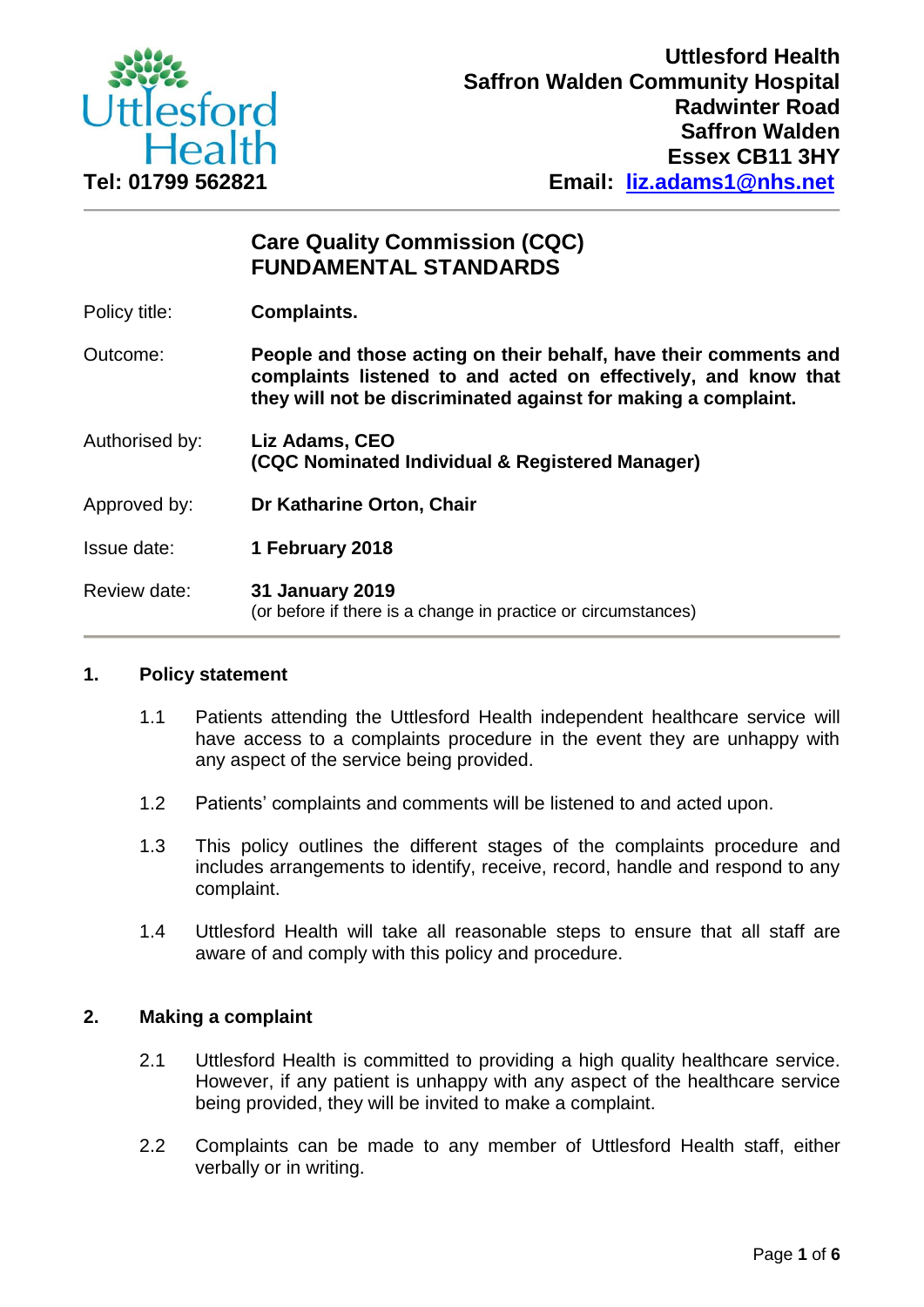**Uttlesford Health**
**Saffron Walden Community Hospital**
**Radwinter Road**
**Saffron Walden**
**Essex CB11 3HY**

**Tel: 01799 562821**

**Email: liz.adams1@nhs.net**

---

## Care Quality Commission (CQC) FUNDAMENTAL STANDARDS

| | |
|---|---|
| Policy title: | **Complaints.** |
| Outcome: | **People and those acting on their behalf, have their comments and complaints listened to and acted on effectively, and know that they will not be discriminated against for making a complaint.** |
| Authorised by: | **Liz Adams, CEO (CQC Nominated Individual & Registered Manager)** |
| Approved by: | **Dr Katharine Orton, Chair** |
| Issue date: | **1 February 2018** |
| Review date: | **31 January 2019** (or before if there is a change in practice or circumstances) |

---

### 1. Policy statement

1.1 Patients attending the Uttlesford Health independent healthcare service will have access to a complaints procedure in the event they are unhappy with any aspect of the service being provided.

1.2 Patients' complaints and comments will be listened to and acted upon.

1.3 This policy outlines the different stages of the complaints procedure and includes arrangements to identify, receive, record, handle and respond to any complaint.

1.4 Uttlesford Health will take all reasonable steps to ensure that all staff are aware of and comply with this policy and procedure.

### 2. Making a complaint

2.1 Uttlesford Health is committed to providing a high quality healthcare service. However, if any patient is unhappy with any aspect of the healthcare service being provided, they will be invited to make a complaint.

2.2 Complaints can be made to any member of Uttlesford Health staff, either verbally or in writing.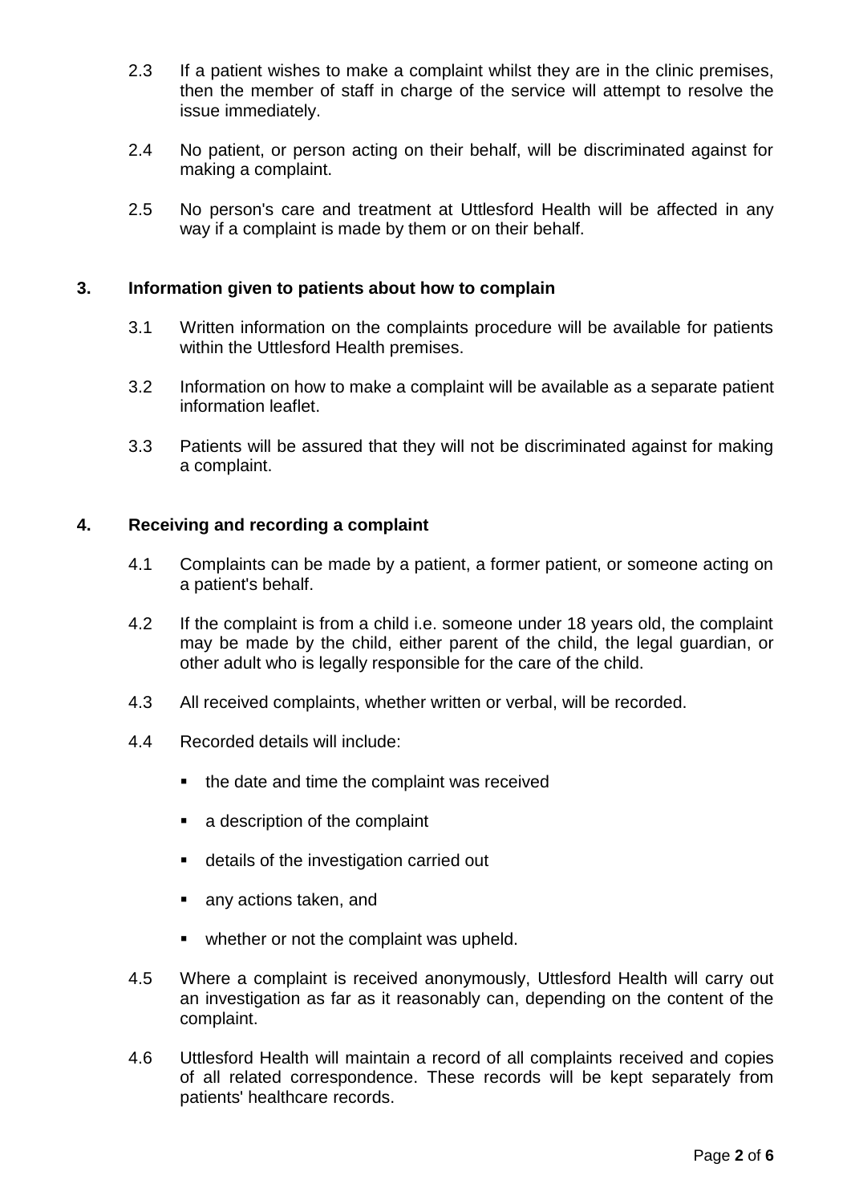2.3 If a patient wishes to make a complaint whilst they are in the clinic premises, then the member of staff in charge of the service will attempt to resolve the issue immediately.

2.4 No patient, or person acting on their behalf, will be discriminated against for making a complaint.

2.5 No person's care and treatment at Uttlesford Health will be affected in any way if a complaint is made by them or on their behalf.

## 3. Information given to patients about how to complain

3.1 Written information on the complaints procedure will be available for patients within the Uttlesford Health premises.

3.2 Information on how to make a complaint will be available as a separate patient information leaflet.

3.3 Patients will be assured that they will not be discriminated against for making a complaint.

## 4. Receiving and recording a complaint

4.1 Complaints can be made by a patient, a former patient, or someone acting on a patient's behalf.

4.2 If the complaint is from a child i.e. someone under 18 years old, the complaint may be made by the child, either parent of the child, the legal guardian, or other adult who is legally responsible for the care of the child.

4.3 All received complaints, whether written or verbal, will be recorded.

4.4 Recorded details will include:

- the date and time the complaint was received
- a description of the complaint
- details of the investigation carried out
- any actions taken, and
- whether or not the complaint was upheld.

4.5 Where a complaint is received anonymously, Uttlesford Health will carry out an investigation as far as it reasonably can, depending on the content of the complaint.

4.6 Uttlesford Health will maintain a record of all complaints received and copies of all related correspondence. These records will be kept separately from patients' healthcare records.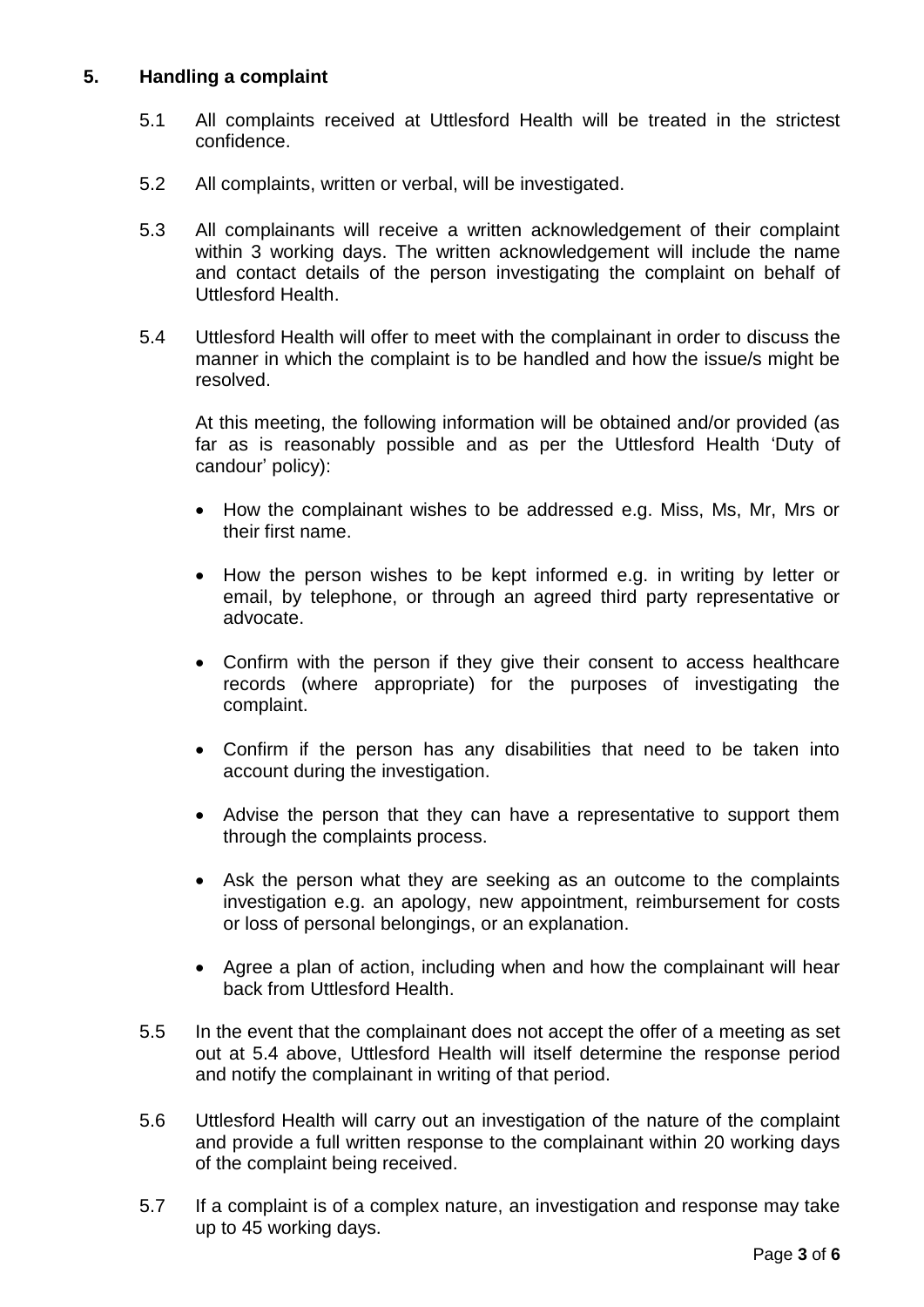## 5. Handling a complaint

5.1 All complaints received at Uttlesford Health will be treated in the strictest confidence.

5.2 All complaints, written or verbal, will be investigated.

5.3 All complainants will receive a written acknowledgement of their complaint within 3 working days. The written acknowledgement will include the name and contact details of the person investigating the complaint on behalf of Uttlesford Health.

5.4 Uttlesford Health will offer to meet with the complainant in order to discuss the manner in which the complaint is to be handled and how the issue/s might be resolved.

At this meeting, the following information will be obtained and/or provided (as far as is reasonably possible and as per the Uttlesford Health 'Duty of candour' policy):

- How the complainant wishes to be addressed e.g. Miss, Ms, Mr, Mrs or their first name.
- How the person wishes to be kept informed e.g. in writing by letter or email, by telephone, or through an agreed third party representative or advocate.
- Confirm with the person if they give their consent to access healthcare records (where appropriate) for the purposes of investigating the complaint.
- Confirm if the person has any disabilities that need to be taken into account during the investigation.
- Advise the person that they can have a representative to support them through the complaints process.
- Ask the person what they are seeking as an outcome to the complaints investigation e.g. an apology, new appointment, reimbursement for costs or loss of personal belongings, or an explanation.
- Agree a plan of action, including when and how the complainant will hear back from Uttlesford Health.

5.5 In the event that the complainant does not accept the offer of a meeting as set out at 5.4 above, Uttlesford Health will itself determine the response period and notify the complainant in writing of that period.

5.6 Uttlesford Health will carry out an investigation of the nature of the complaint and provide a full written response to the complainant within 20 working days of the complaint being received.

5.7 If a complaint is of a complex nature, an investigation and response may take up to 45 working days.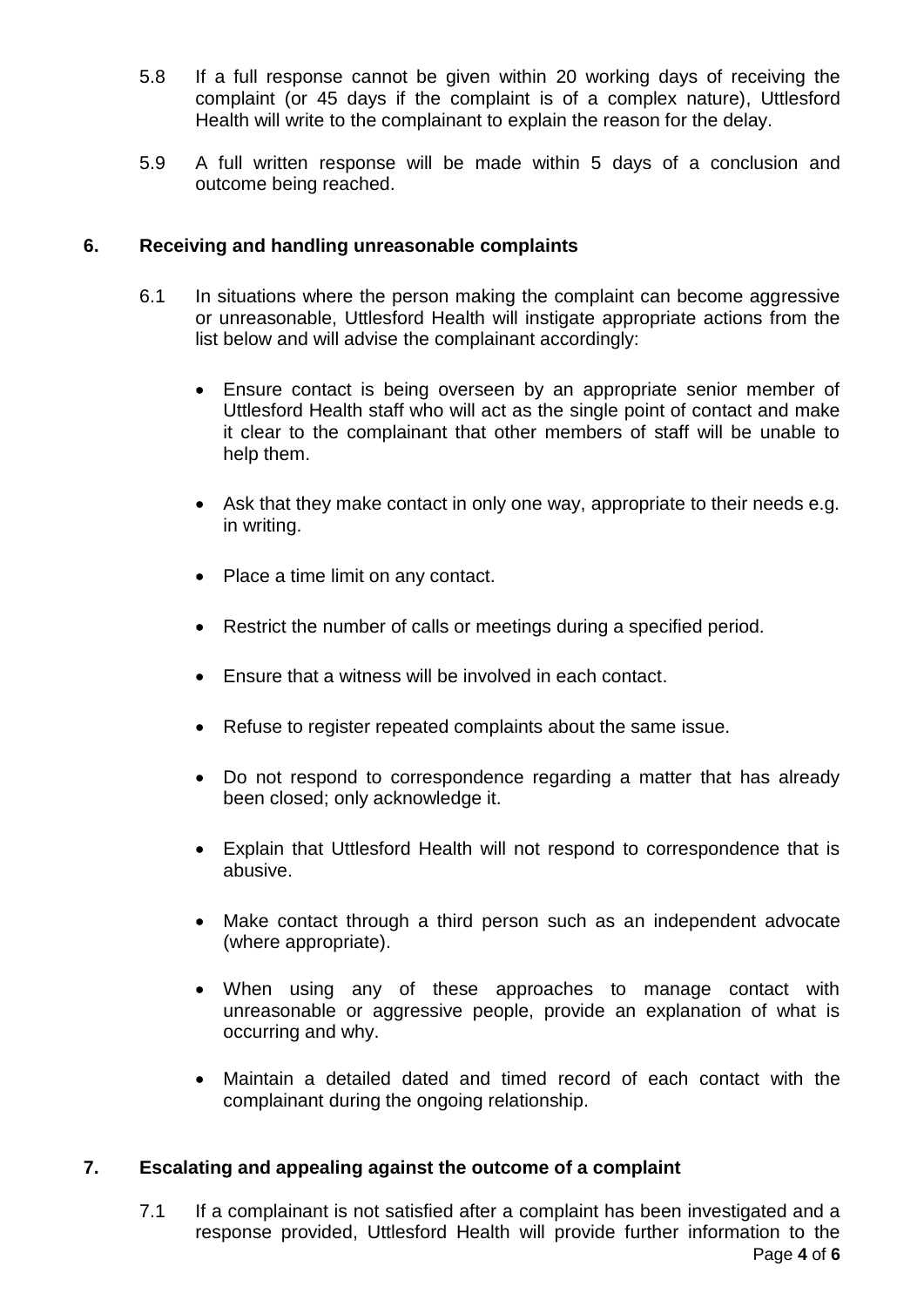5.8 If a full response cannot be given within 20 working days of receiving the complaint (or 45 days if the complaint is of a complex nature), Uttlesford Health will write to the complainant to explain the reason for the delay.

5.9 A full written response will be made within 5 days of a conclusion and outcome being reached.

## 6. Receiving and handling unreasonable complaints

6.1 In situations where the person making the complaint can become aggressive or unreasonable, Uttlesford Health will instigate appropriate actions from the list below and will advise the complainant accordingly:

- Ensure contact is being overseen by an appropriate senior member of Uttlesford Health staff who will act as the single point of contact and make it clear to the complainant that other members of staff will be unable to help them.
- Ask that they make contact in only one way, appropriate to their needs e.g. in writing.
- Place a time limit on any contact.
- Restrict the number of calls or meetings during a specified period.
- Ensure that a witness will be involved in each contact.
- Refuse to register repeated complaints about the same issue.
- Do not respond to correspondence regarding a matter that has already been closed; only acknowledge it.
- Explain that Uttlesford Health will not respond to correspondence that is abusive.
- Make contact through a third person such as an independent advocate (where appropriate).
- When using any of these approaches to manage contact with unreasonable or aggressive people, provide an explanation of what is occurring and why.
- Maintain a detailed dated and timed record of each contact with the complainant during the ongoing relationship.

## 7. Escalating and appealing against the outcome of a complaint

7.1 If a complainant is not satisfied after a complaint has been investigated and a response provided, Uttlesford Health will provide further information to the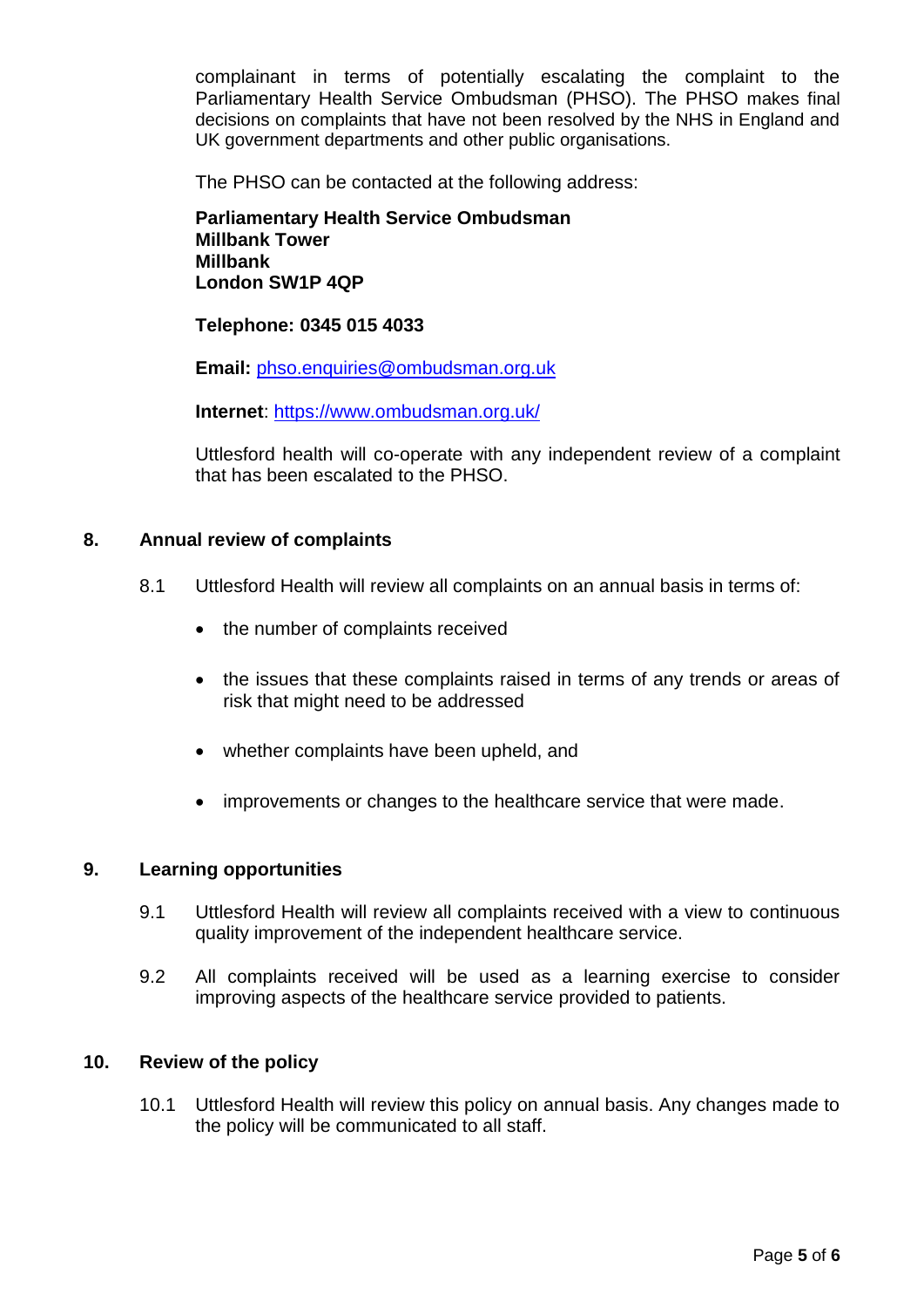complainant in terms of potentially escalating the complaint to the Parliamentary Health Service Ombudsman (PHSO). The PHSO makes final decisions on complaints that have not been resolved by the NHS in England and UK government departments and other public organisations.

The PHSO can be contacted at the following address:

**Parliamentary Health Service Ombudsman**
**Millbank Tower**
**Millbank**
**London SW1P 4QP**

**Telephone: 0345 015 4033**

**Email:** phso.enquiries@ombudsman.org.uk

**Internet**: https://www.ombudsman.org.uk/

Uttlesford health will co-operate with any independent review of a complaint that has been escalated to the PHSO.

## 8. Annual review of complaints

8.1 Uttlesford Health will review all complaints on an annual basis in terms of:

- the number of complaints received
- the issues that these complaints raised in terms of any trends or areas of risk that might need to be addressed
- whether complaints have been upheld, and
- improvements or changes to the healthcare service that were made.

## 9. Learning opportunities

9.1 Uttlesford Health will review all complaints received with a view to continuous quality improvement of the independent healthcare service.

9.2 All complaints received will be used as a learning exercise to consider improving aspects of the healthcare service provided to patients.

## 10. Review of the policy

10.1 Uttlesford Health will review this policy on annual basis. Any changes made to the policy will be communicated to all staff.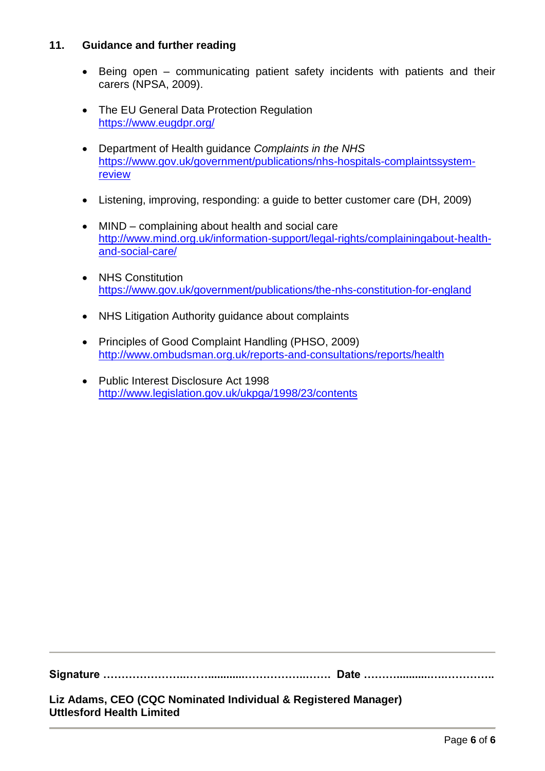## 11. Guidance and further reading

- Being open – communicating patient safety incidents with patients and their carers (NPSA, 2009).

- The EU General Data Protection Regulation
  https://www.eugdpr.org/

- Department of Health guidance *Complaints in the NHS*
  https://www.gov.uk/government/publications/nhs-hospitals-complaintssystem-review

- Listening, improving, responding: a guide to better customer care (DH, 2009)

- MIND – complaining about health and social care
  http://www.mind.org.uk/information-support/legal-rights/complainingabout-health-and-social-care/

- NHS Constitution
  https://www.gov.uk/government/publications/the-nhs-constitution-for-england

- NHS Litigation Authority guidance about complaints

- Principles of Good Complaint Handling (PHSO, 2009)
  http://www.ombudsman.org.uk/reports-and-consultations/reports/health

- Public Interest Disclosure Act 1998
  http://www.legislation.gov.uk/ukpga/1998/23/contents

---

**Signature ……………………..……..........…………………..…… Date ………..........….…………..**

**Liz Adams, CEO (CQC Nominated Individual & Registered Manager)**
**Uttlesford Health Limited**

---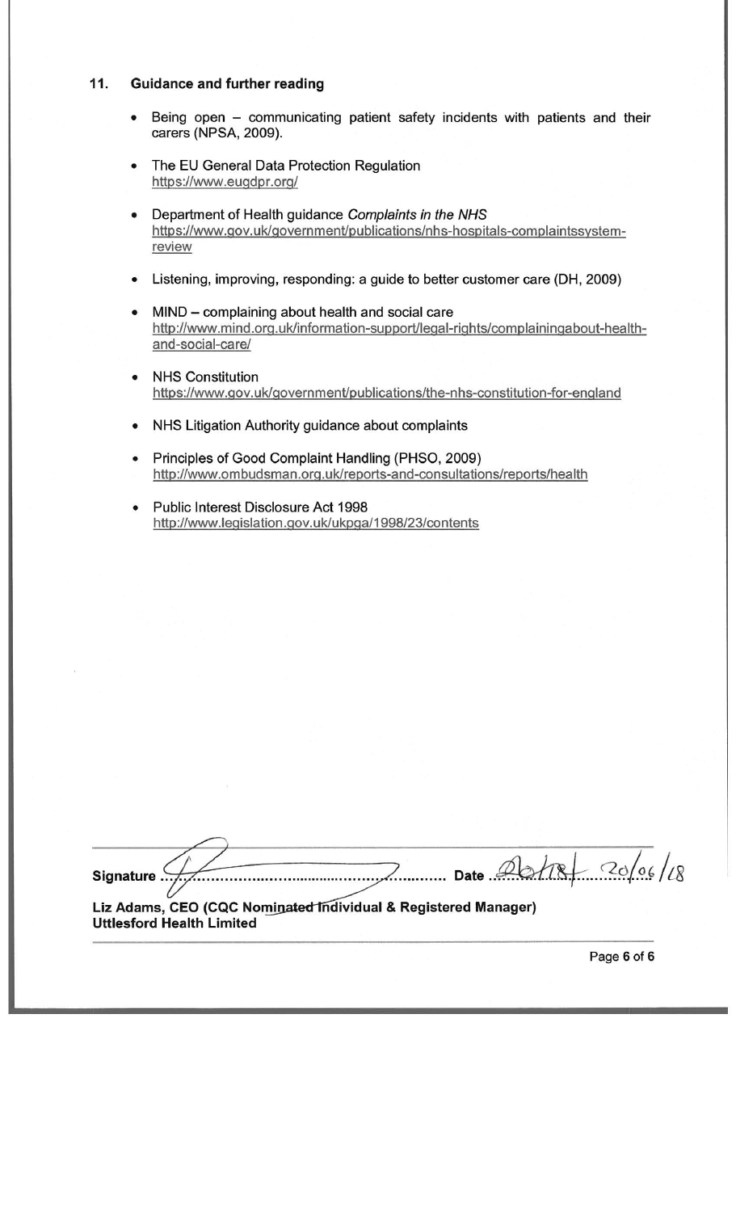## 11. Guidance and further reading

- Being open – communicating patient safety incidents with patients and their carers (NPSA, 2009).
- The EU General Data Protection Regulation
  https://www.eugdpr.org/
- Department of Health guidance *Complaints in the NHS*
  https://www.gov.uk/government/publications/nhs-hospitals-complaintssystem-review
- Listening, improving, responding: a guide to better customer care (DH, 2009)
- MIND – complaining about health and social care
  http://www.mind.org.uk/information-support/legal-rights/complainingabout-health-and-social-care/
- NHS Constitution
  https://www.gov.uk/government/publications/the-nhs-constitution-for-england
- NHS Litigation Authority guidance about complaints
- Principles of Good Complaint Handling (PHSO, 2009)
  http://www.ombudsman.org.uk/reports-and-consultations/reports/health
- Public Interest Disclosure Act 1998
  http://www.legislation.gov.uk/ukpga/1998/23/contents

**Signature** ........................................................ **Date** 20/06/18 20/06/18

**Liz Adams, CEO (CQC Nominated Individual & Registered Manager)**
**Uttlesford Health Limited**